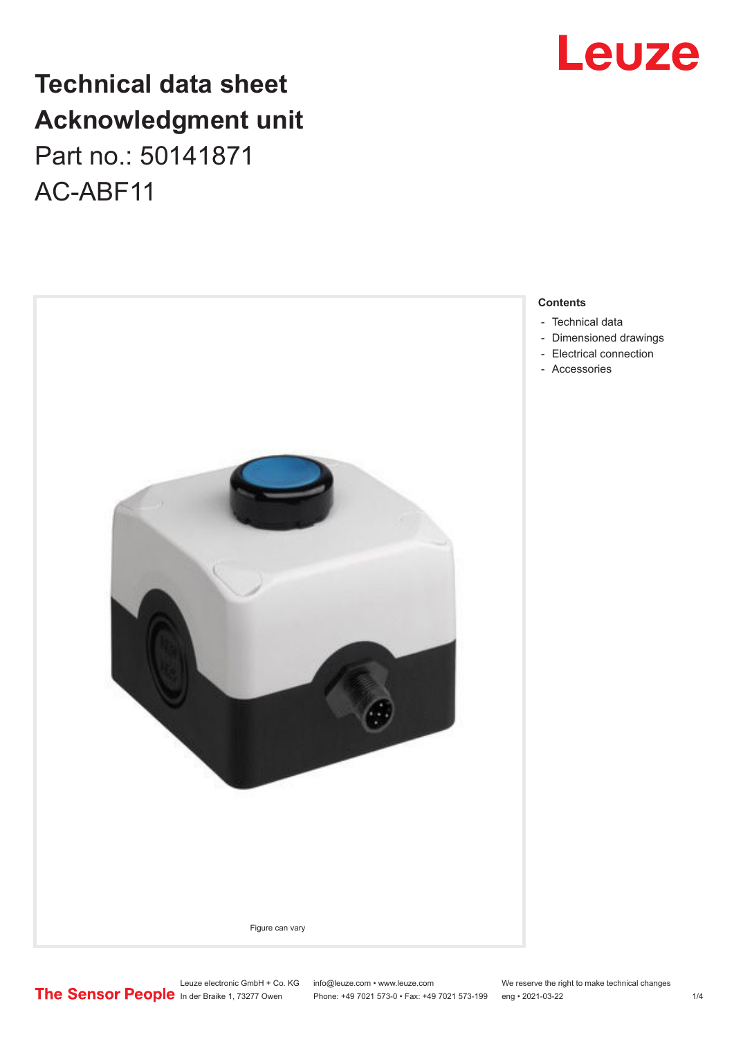# Technical data sheet
# Acknowledgment unit

Part no.: 50141871

AC-ABF11

Figure can vary

**Contents**

- Technical data
- Dimensioned drawings
- Electrical connection
- Accessories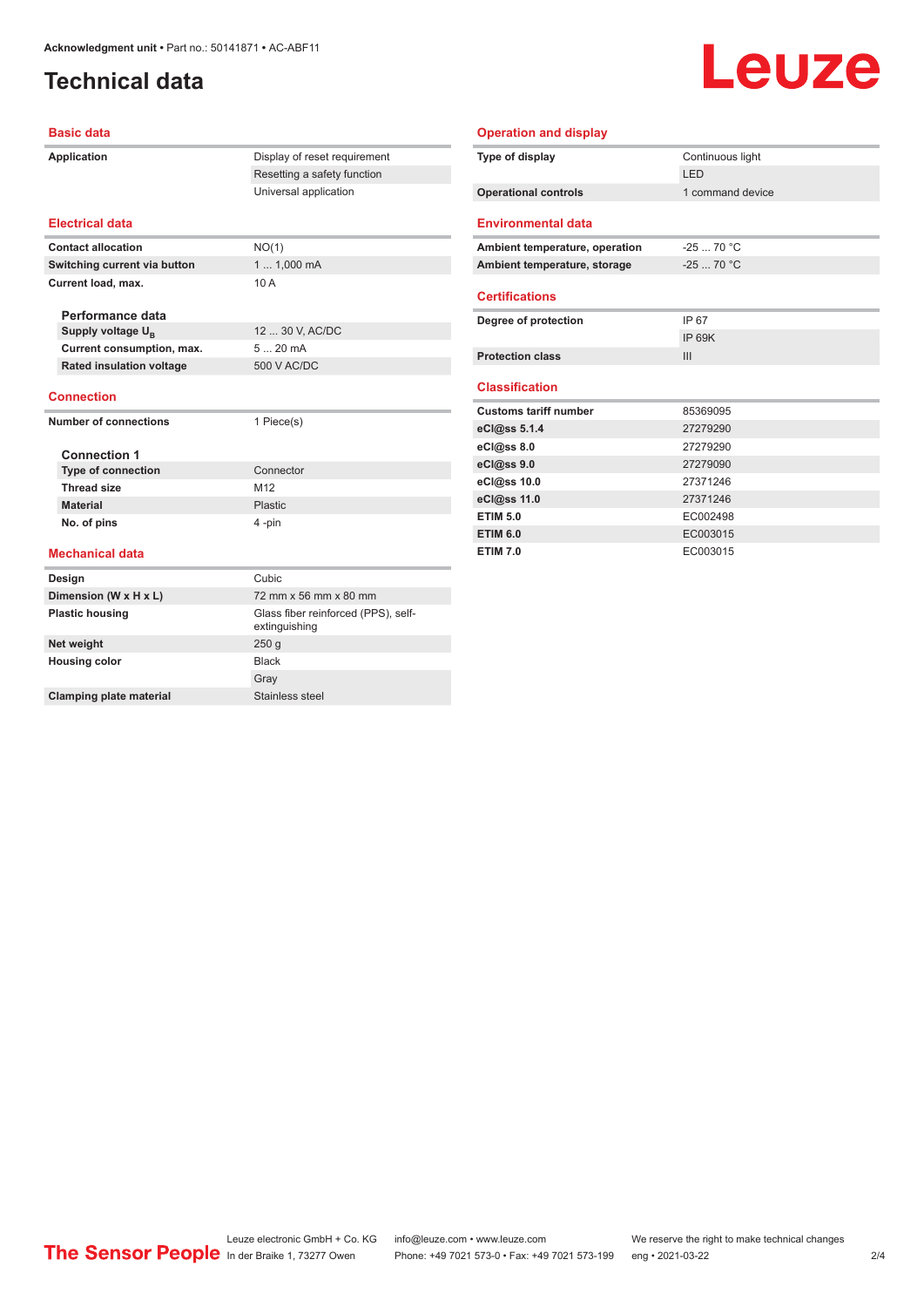# Technical data

## Basic data

| | |
|---|---|
| **Application** | Display of reset requirement |
| | Resetting a safety function |
| | Universal application |

## Electrical data

| | |
|---|---|
| **Contact allocation** | NO(1) |
| **Switching current via button** | 1 ... 1,000 mA |
| **Current load, max.** | 10 A |

### Performance data

| | |
|---|---|
| **Supply voltage $U_B$** | 12 ... 30 V, AC/DC |
| **Current consumption, max.** | 5 ... 20 mA |
| **Rated insulation voltage** | 500 V AC/DC |

## Connection

| | |
|---|---|
| **Number of connections** | 1 Piece(s) |

### Connection 1

| | |
|---|---|
| **Type of connection** | Connector |
| **Thread size** | M12 |
| **Material** | Plastic |
| **No. of pins** | 4 -pin |

## Mechanical data

| | |
|---|---|
| **Design** | Cubic |
| **Dimension (W x H x L)** | 72 mm x 56 mm x 80 mm |
| **Plastic housing** | Glass fiber reinforced (PPS), self-extinguishing |
| **Net weight** | 250 g |
| **Housing color** | Black |
| | Gray |
| **Clamping plate material** | Stainless steel |

## Operation and display

| | |
|---|---|
| **Type of display** | Continuous light |
| | LED |
| **Operational controls** | 1 command device |

## Environmental data

| | |
|---|---|
| **Ambient temperature, operation** | -25 ... 70 °C |
| **Ambient temperature, storage** | -25 ... 70 °C |

## Certifications

| | |
|---|---|
| **Degree of protection** | IP 67 |
| | IP 69K |
| **Protection class** | III |

## Classification

| | |
|---|---|
| **Customs tariff number** | 85369095 |
| **eCl@ss 5.1.4** | 27279290 |
| **eCl@ss 8.0** | 27279290 |
| **eCl@ss 9.0** | 27279090 |
| **eCl@ss 10.0** | 27371246 |
| **eCl@ss 11.0** | 27371246 |
| **ETIM 5.0** | EC002498 |
| **ETIM 6.0** | EC003015 |
| **ETIM 7.0** | EC003015 |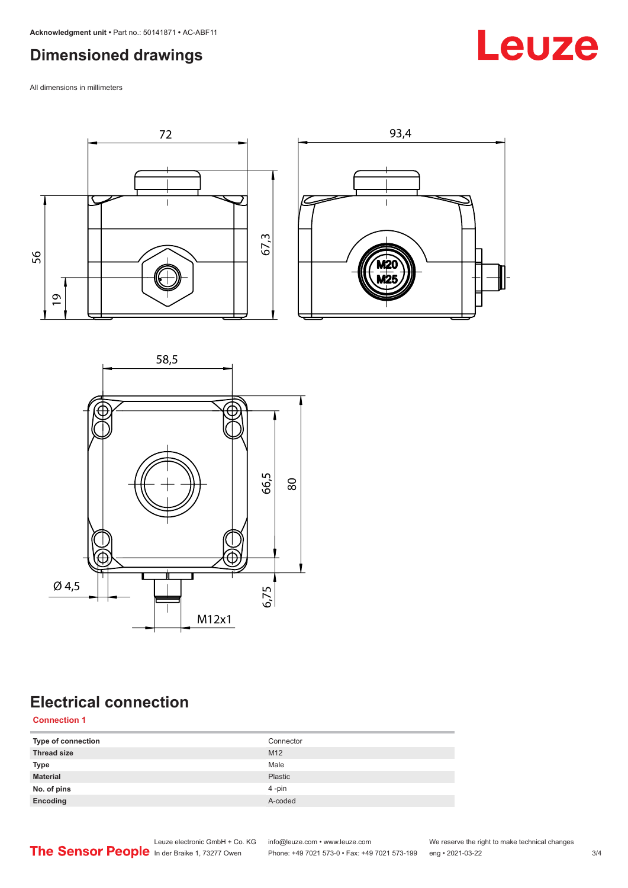## Dimensioned drawings

All dimensions in millimeters

72

93,4

56

19

67,3

58,5

66,5

80

Ø 4,5

6,75

M12x1

M20

M25

## Electrical connection

**Connection 1**

| Type of connection | Connector |
|---|---|
| Thread size | M12 |
| Type | Male |
| Material | Plastic |
| No. of pins | 4 -pin |
| Encoding | A-coded |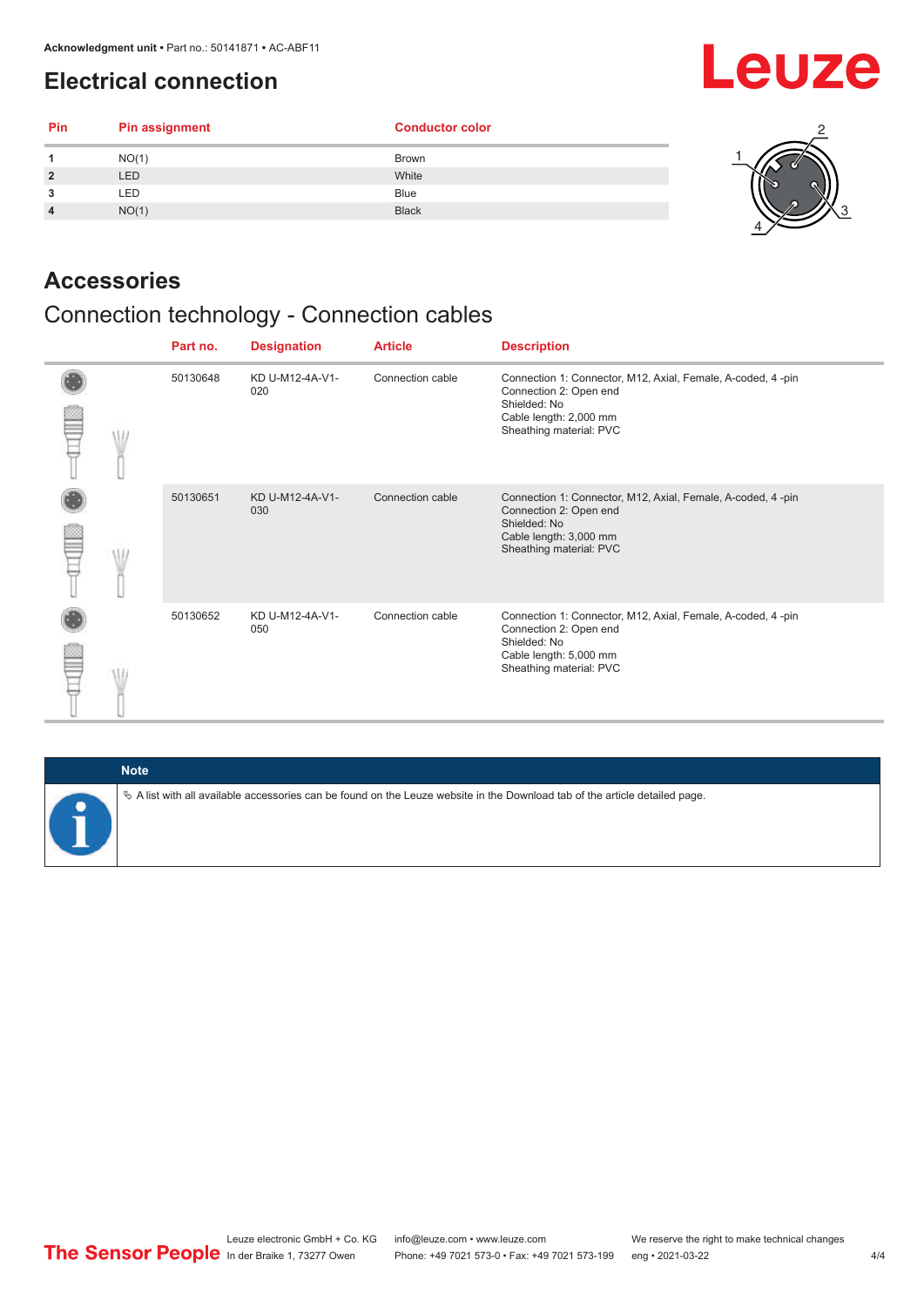## Electrical connection

| Pin | Pin assignment | Conductor color |
|---|---|---|
| **1** | NO(1) | Brown |
| **2** | LED | White |
| **3** | LED | Blue |
| **4** | NO(1) | Black |

1
2
3
4

# Accessories

## Connection technology - Connection cables

| | Part no. | Designation | Article | Description |
|---|---|---|---|---|
| | 50130648 | KD U-M12-4A-V1-020 | Connection cable | Connection 1: Connector, M12, Axial, Female, A-coded, 4 -pin<br>Connection 2: Open end<br>Shielded: No<br>Cable length: 2,000 mm<br>Sheathing material: PVC |
| | 50130651 | KD U-M12-4A-V1-030 | Connection cable | Connection 1: Connector, M12, Axial, Female, A-coded, 4 -pin<br>Connection 2: Open end<br>Shielded: No<br>Cable length: 3,000 mm<br>Sheathing material: PVC |
| | 50130652 | KD U-M12-4A-V1-050 | Connection cable | Connection 1: Connector, M12, Axial, Female, A-coded, 4 -pin<br>Connection 2: Open end<br>Shielded: No<br>Cable length: 5,000 mm<br>Sheathing material: PVC |

**Note**

✎ A list with all available accessories can be found on the Leuze website in the Download tab of the article detailed page.